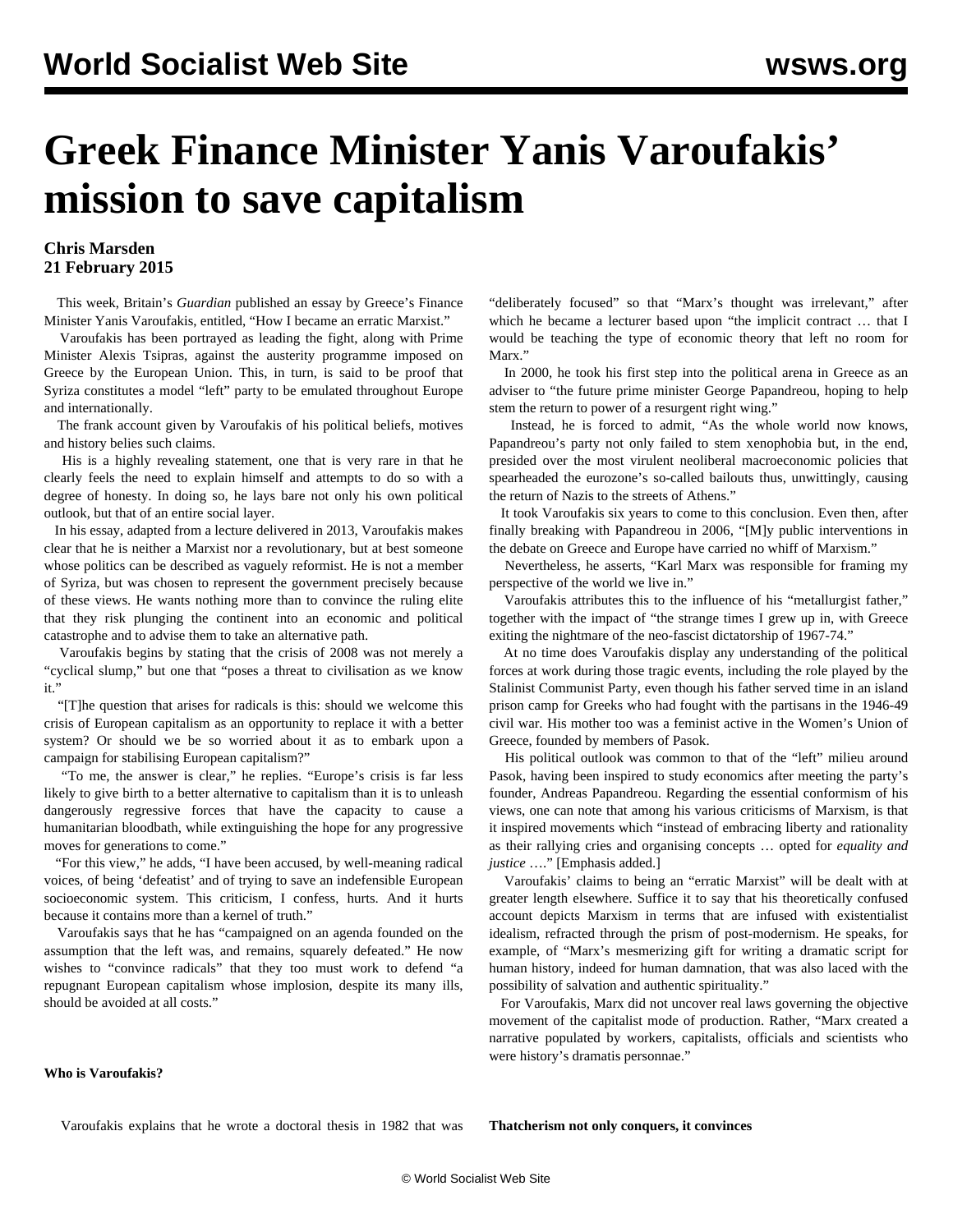# Greek Finance Minister Yanis Varoufakis' mission to save capitalism

**Chris Marsden**
**21 February 2015**

This week, Britain's *Guardian* published an essay by Greece's Finance Minister Yanis Varoufakis, entitled, "How I became an erratic Marxist."

Varoufakis has been portrayed as leading the fight, along with Prime Minister Alexis Tsipras, against the austerity programme imposed on Greece by the European Union. This, in turn, is said to be proof that Syriza constitutes a model "left" party to be emulated throughout Europe and internationally.

The frank account given by Varoufakis of his political beliefs, motives and history belies such claims.

His is a highly revealing statement, one that is very rare in that he clearly feels the need to explain himself and attempts to do so with a degree of honesty. In doing so, he lays bare not only his own political outlook, but that of an entire social layer.

In his essay, adapted from a lecture delivered in 2013, Varoufakis makes clear that he is neither a Marxist nor a revolutionary, but at best someone whose politics can be described as vaguely reformist. He is not a member of Syriza, but was chosen to represent the government precisely because of these views. He wants nothing more than to convince the ruling elite that they risk plunging the continent into an economic and political catastrophe and to advise them to take an alternative path.

Varoufakis begins by stating that the crisis of 2008 was not merely a "cyclical slump," but one that "poses a threat to civilisation as we know it."

"[T]he question that arises for radicals is this: should we welcome this crisis of European capitalism as an opportunity to replace it with a better system? Or should we be so worried about it as to embark upon a campaign for stabilising European capitalism?"

"To me, the answer is clear," he replies. "Europe's crisis is far less likely to give birth to a better alternative to capitalism than it is to unleash dangerously regressive forces that have the capacity to cause a humanitarian bloodbath, while extinguishing the hope for any progressive moves for generations to come."

"For this view," he adds, "I have been accused, by well-meaning radical voices, of being 'defeatist' and of trying to save an indefensible European socioeconomic system. This criticism, I confess, hurts. And it hurts because it contains more than a kernel of truth."

Varoufakis says that he has "campaigned on an agenda founded on the assumption that the left was, and remains, squarely defeated." He now wishes to "convince radicals" that they too must work to defend "a repugnant European capitalism whose implosion, despite its many ills, should be avoided at all costs."

**Who is Varoufakis?**

Varoufakis explains that he wrote a doctoral thesis in 1982 that was "deliberately focused" so that "Marx's thought was irrelevant," after which he became a lecturer based upon "the implicit contract … that I would be teaching the type of economic theory that left no room for Marx."

In 2000, he took his first step into the political arena in Greece as an adviser to "the future prime minister George Papandreou, hoping to help stem the return to power of a resurgent right wing."

Instead, he is forced to admit, "As the whole world now knows, Papandreou's party not only failed to stem xenophobia but, in the end, presided over the most virulent neoliberal macroeconomic policies that spearheaded the eurozone's so-called bailouts thus, unwittingly, causing the return of Nazis to the streets of Athens."

It took Varoufakis six years to come to this conclusion. Even then, after finally breaking with Papandreou in 2006, "[M]y public interventions in the debate on Greece and Europe have carried no whiff of Marxism."

Nevertheless, he asserts, "Karl Marx was responsible for framing my perspective of the world we live in."

Varoufakis attributes this to the influence of his "metallurgist father," together with the impact of "the strange times I grew up in, with Greece exiting the nightmare of the neo-fascist dictatorship of 1967-74."

At no time does Varoufakis display any understanding of the political forces at work during those tragic events, including the role played by the Stalinist Communist Party, even though his father served time in an island prison camp for Greeks who had fought with the partisans in the 1946-49 civil war. His mother too was a feminist active in the Women's Union of Greece, founded by members of Pasok.

His political outlook was common to that of the "left" milieu around Pasok, having been inspired to study economics after meeting the party's founder, Andreas Papandreou. Regarding the essential conformism of his views, one can note that among his various criticisms of Marxism, is that it inspired movements which "instead of embracing liberty and rationality as their rallying cries and organising concepts … opted for *equality and justice* …." [Emphasis added.]

Varoufakis' claims to being an "erratic Marxist" will be dealt with at greater length elsewhere. Suffice it to say that his theoretically confused account depicts Marxism in terms that are infused with existentialist idealism, refracted through the prism of post-modernism. He speaks, for example, of "Marx's mesmerizing gift for writing a dramatic script for human history, indeed for human damnation, that was also laced with the possibility of salvation and authentic spirituality."

For Varoufakis, Marx did not uncover real laws governing the objective movement of the capitalist mode of production. Rather, "Marx created a narrative populated by workers, capitalists, officials and scientists who were history's dramatis personnae."

**Thatcherism not only conquers, it convinces**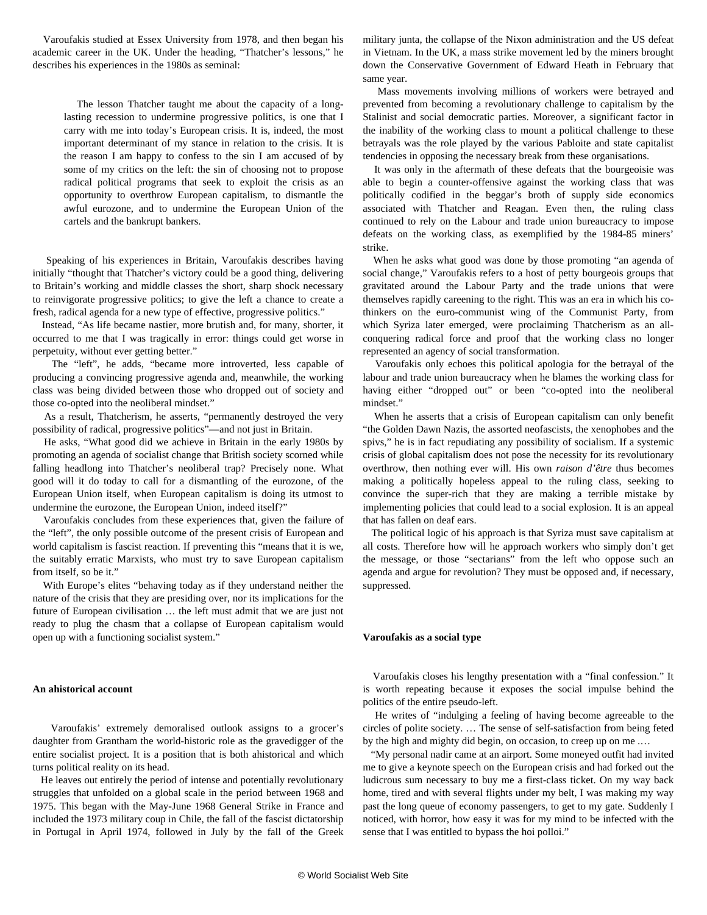Varoufakis studied at Essex University from 1978, and then began his academic career in the UK. Under the heading, "Thatcher's lessons," he describes his experiences in the 1980s as seminal:

> The lesson Thatcher taught me about the capacity of a long-lasting recession to undermine progressive politics, is one that I carry with me into today's European crisis. It is, indeed, the most important determinant of my stance in relation to the crisis. It is the reason I am happy to confess to the sin I am accused of by some of my critics on the left: the sin of choosing not to propose radical political programs that seek to exploit the crisis as an opportunity to overthrow European capitalism, to dismantle the awful eurozone, and to undermine the European Union of the cartels and the bankrupt bankers.

Speaking of his experiences in Britain, Varoufakis describes having initially "thought that Thatcher's victory could be a good thing, delivering to Britain's working and middle classes the short, sharp shock necessary to reinvigorate progressive politics; to give the left a chance to create a fresh, radical agenda for a new type of effective, progressive politics."

Instead, "As life became nastier, more brutish and, for many, shorter, it occurred to me that I was tragically in error: things could get worse in perpetuity, without ever getting better."

The "left", he adds, "became more introverted, less capable of producing a convincing progressive agenda and, meanwhile, the working class was being divided between those who dropped out of society and those co-opted into the neoliberal mindset."

As a result, Thatcherism, he asserts, "permanently destroyed the very possibility of radical, progressive politics"—and not just in Britain.

He asks, "What good did we achieve in Britain in the early 1980s by promoting an agenda of socialist change that British society scorned while falling headlong into Thatcher's neoliberal trap? Precisely none. What good will it do today to call for a dismantling of the eurozone, of the European Union itself, when European capitalism is doing its utmost to undermine the eurozone, the European Union, indeed itself?"

Varoufakis concludes from these experiences that, given the failure of the "left", the only possible outcome of the present crisis of European and world capitalism is fascist reaction. If preventing this "means that it is we, the suitably erratic Marxists, who must try to save European capitalism from itself, so be it."

With Europe's elites "behaving today as if they understand neither the nature of the crisis that they are presiding over, nor its implications for the future of European civilisation … the left must admit that we are just not ready to plug the chasm that a collapse of European capitalism would open up with a functioning socialist system."

**An ahistorical account**

Varoufakis' extremely demoralised outlook assigns to a grocer's daughter from Grantham the world-historic role as the gravedigger of the entire socialist project. It is a position that is both ahistorical and which turns political reality on its head.

He leaves out entirely the period of intense and potentially revolutionary struggles that unfolded on a global scale in the period between 1968 and 1975. This began with the May-June 1968 General Strike in France and included the 1973 military coup in Chile, the fall of the fascist dictatorship in Portugal in April 1974, followed in July by the fall of the Greek military junta, the collapse of the Nixon administration and the US defeat in Vietnam. In the UK, a mass strike movement led by the miners brought down the Conservative Government of Edward Heath in February that same year.

Mass movements involving millions of workers were betrayed and prevented from becoming a revolutionary challenge to capitalism by the Stalinist and social democratic parties. Moreover, a significant factor in the inability of the working class to mount a political challenge to these betrayals was the role played by the various Pabloite and state capitalist tendencies in opposing the necessary break from these organisations.

It was only in the aftermath of these defeats that the bourgeoisie was able to begin a counter-offensive against the working class that was politically codified in the beggar's broth of supply side economics associated with Thatcher and Reagan. Even then, the ruling class continued to rely on the Labour and trade union bureaucracy to impose defeats on the working class, as exemplified by the 1984-85 miners' strike.

When he asks what good was done by those promoting "an agenda of social change," Varoufakis refers to a host of petty bourgeois groups that gravitated around the Labour Party and the trade unions that were themselves rapidly careening to the right. This was an era in which his co-thinkers on the euro-communist wing of the Communist Party, from which Syriza later emerged, were proclaiming Thatcherism as an all-conquering radical force and proof that the working class no longer represented an agency of social transformation.

Varoufakis only echoes this political apologia for the betrayal of the labour and trade union bureaucracy when he blames the working class for having either "dropped out" or been "co-opted into the neoliberal mindset."

When he asserts that a crisis of European capitalism can only benefit "the Golden Dawn Nazis, the assorted neofascists, the xenophobes and the spivs," he is in fact repudiating any possibility of socialism. If a systemic crisis of global capitalism does not pose the necessity for its revolutionary overthrow, then nothing ever will. His own *raison d'être* thus becomes making a politically hopeless appeal to the ruling class, seeking to convince the super-rich that they are making a terrible mistake by implementing policies that could lead to a social explosion. It is an appeal that has fallen on deaf ears.

The political logic of his approach is that Syriza must save capitalism at all costs. Therefore how will he approach workers who simply don't get the message, or those "sectarians" from the left who oppose such an agenda and argue for revolution? They must be opposed and, if necessary, suppressed.

**Varoufakis as a social type**

Varoufakis closes his lengthy presentation with a "final confession." It is worth repeating because it exposes the social impulse behind the politics of the entire pseudo-left.

He writes of "indulging a feeling of having become agreeable to the circles of polite society. … The sense of self-satisfaction from being feted by the high and mighty did begin, on occasion, to creep up on me ….

"My personal nadir came at an airport. Some moneyed outfit had invited me to give a keynote speech on the European crisis and had forked out the ludicrous sum necessary to buy me a first-class ticket. On my way back home, tired and with several flights under my belt, I was making my way past the long queue of economy passengers, to get to my gate. Suddenly I noticed, with horror, how easy it was for my mind to be infected with the sense that I was entitled to bypass the hoi polloi."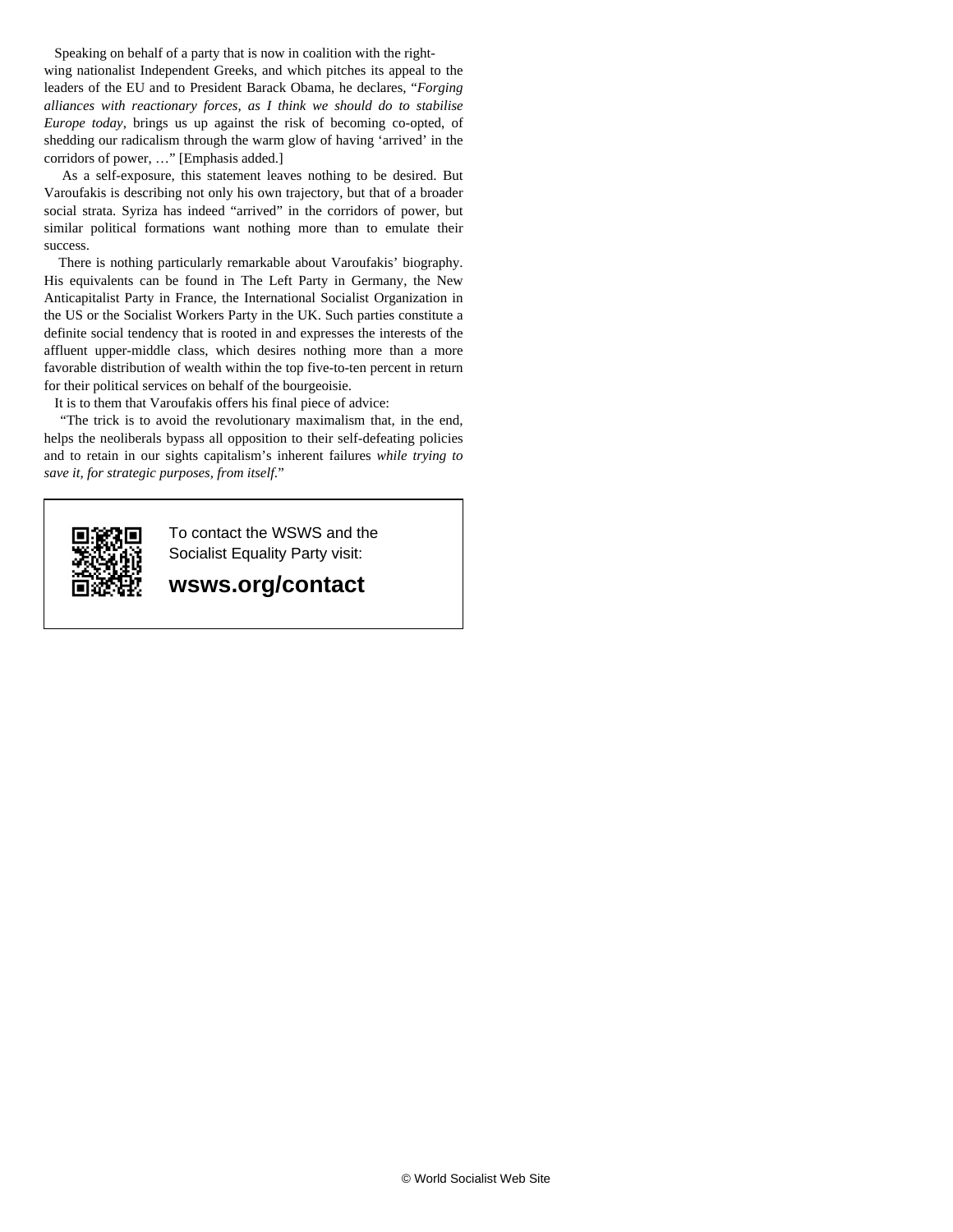Speaking on behalf of a party that is now in coalition with the right-wing nationalist Independent Greeks, and which pitches its appeal to the leaders of the EU and to President Barack Obama, he declares, "*Forging alliances with reactionary forces, as I think we should do to stabilise Europe today*, brings us up against the risk of becoming co-opted, of shedding our radicalism through the warm glow of having 'arrived' in the corridors of power, …" [Emphasis added.]

As a self-exposure, this statement leaves nothing to be desired. But Varoufakis is describing not only his own trajectory, but that of a broader social strata. Syriza has indeed "arrived" in the corridors of power, but similar political formations want nothing more than to emulate their success.

There is nothing particularly remarkable about Varoufakis' biography. His equivalents can be found in The Left Party in Germany, the New Anticapitalist Party in France, the International Socialist Organization in the US or the Socialist Workers Party in the UK. Such parties constitute a definite social tendency that is rooted in and expresses the interests of the affluent upper-middle class, which desires nothing more than a more favorable distribution of wealth within the top five-to-ten percent in return for their political services on behalf of the bourgeoisie.

It is to them that Varoufakis offers his final piece of advice:

"The trick is to avoid the revolutionary maximalism that, in the end, helps the neoliberals bypass all opposition to their self-defeating policies and to retain in our sights capitalism's inherent failures *while trying to save it, for strategic purposes, from itself*."

To contact the WSWS and the Socialist Equality Party visit:

**wsws.org/contact**